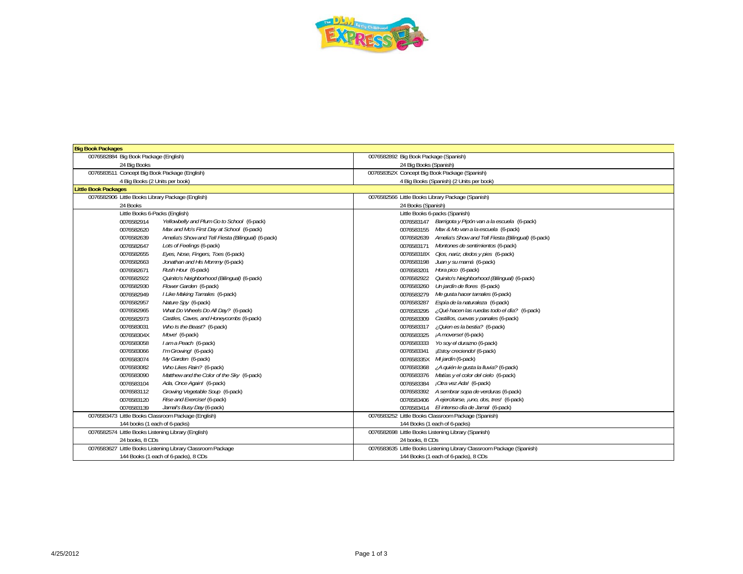| English | Spanish |
|---|---|
| **Big Book Packages** | |
| 0076582884 Big Book Package (English) | 0076582892 Big Book Package (Spanish) |
| 24 Big Books | 24 Big Books (Spanish) |
| 0076583511 Concept Big Book Package (English) | 007658352X Concept Big Book Package (Spanish) |
| 4 Big Books (2 Units per book) | 4 Big Books (Spanish) (2 Units per book) |
| **Little Book Packages** | |
| 0076582906 Little Books Library Package (English) | 0076582566 Little Books Library Package (Spanish) |
| 24 Books | 24 Books (Spanish) |
| Little Books 6-Packs (English) | Little Books 6-packs (Spanish) |
| 0076582914 *Yellowbelly and Plum Go to School* (6-pack) | 0076583147 *Barrigota y Pipón van a la escuela* (6-pack) |
| 0076582620 *Max and Mo's First Day at School* (6-pack) | 0076583155 *Max & Mo van a la escuela* (6-pack) |
| 0076582639 *Amelia's Show and Tell Fiesta (Bilingual)* (6-pack) | 0076582639 *Amelia's Show and Tell Fiesta (Bilingual)* (6-pack) |
| 0076582647 *Lots of Feelings* (6-pack) | 0076583171 *Montones de sentimientos* (6-pack) |
| 0076582655 *Eyes, Nose, Fingers, Toes* (6-pack) | 007658318X *Ojos, nariz, dedos y pies* (6-pack) |
| 0076582663 *Jonathan and His Mommy* (6-pack) | 0076583198 *Juan y su mamá* (6-pack) |
| 0076582671 *Rush Hour* (6-pack) | 0076583201 *Hora pico* (6-pack) |
| 0076582922 *Quinito's Neighborhood (Bilingual)* (6-pack) | 0076582922 *Quinito's Neighborhood (Bilingual)* (6-pack) |
| 0076582930 *Flower Garden* (6-pack) | 0076583260 *Un jardín de flores* (6-pack) |
| 0076582949 *I Like Making Tamales* (6-pack) | 0076583279 *Me gusta hacer tamales* (6-pack) |
| 0076582957 *Nature Spy* (6-pack) | 0076583287 *Espía de la naturaleza* (6-pack) |
| 0076582965 *What Do Wheels Do All Day?* (6-pack) | 0076583295 *¿Qué hacen las ruedas todo el día?* (6-pack) |
| 0076582973 *Castles, Caves, and Honeycombs* (6-pack) | 0076583309 *Castillos, cuevas y panales* (6-pack) |
| 0076583031 *Who Is the Beast?* (6-pack) | 0076583317 *¿Quien es la bestia?* (6-pack) |
| 007658304X *Move!* (6-pack) | 0076583325 *¡A moverse!* (6-pack) |
| 0076583058 *I am a Peach* (6-pack) | 0076583333 *Yo soy el durazno* (6-pack) |
| 0076583066 *I'm Growing!* (6-pack) | 0076583341 *¡Estoy creciendo!* (6-pack) |
| 0076583074 *My Garden* (6-pack) | 007658335X *Mi jardín* (6-pack) |
| 0076583082 *Who Likes Rain?* (6-pack) | 0076583368 *¿A quién le gusta la lluvia?* (6-pack) |
| 0076583090 *Matthew and the Color of the Sky* (6-pack) | 0076583376 *Matías y el color del cielo* (6-pack) |
| 0076583104 *Ada, Once Again!* (6-pack) | 0076583384 *¡Otra vez Ada!* (6-pack) |
| 0076583112 *Growing Vegetable Soup* (6-pack) | 0076583392 *A sembrar sopa de verduras* (6-pack) |
| 0076583120 *Rise and Exercise!* (6-pack) | 0076583406 *A ejercitarse, ¡uno, dos, tres!* (6-pack) |
| 0076583139 *Jamal's Busy Day* (6-pack) | 0076583414 *El intenso día de Jamal* (6-pack) |
| 0076583473 Little Books Classroom Package (English) | 0076583252 Little Books Classroom Package (Spanish) |
| 144 books (1 each of 6-packs) | 144 Books (1 each of 6-packs) |
| 0076582574 Little Books Listening Library (English) | 0076582698 Little Books Listening Library (Spanish) |
| 24 books, 8 CDs | 24 books, 8 CDs |
| 0076583627 Little Books Listening Library Classroom Package | 0076583635 Little Books Listening Library Classroom Package (Spanish) |
| 144 Books (1 each of 6-packs), 8 CDs | 144 Books (1 each of 6-packs), 8 CDs |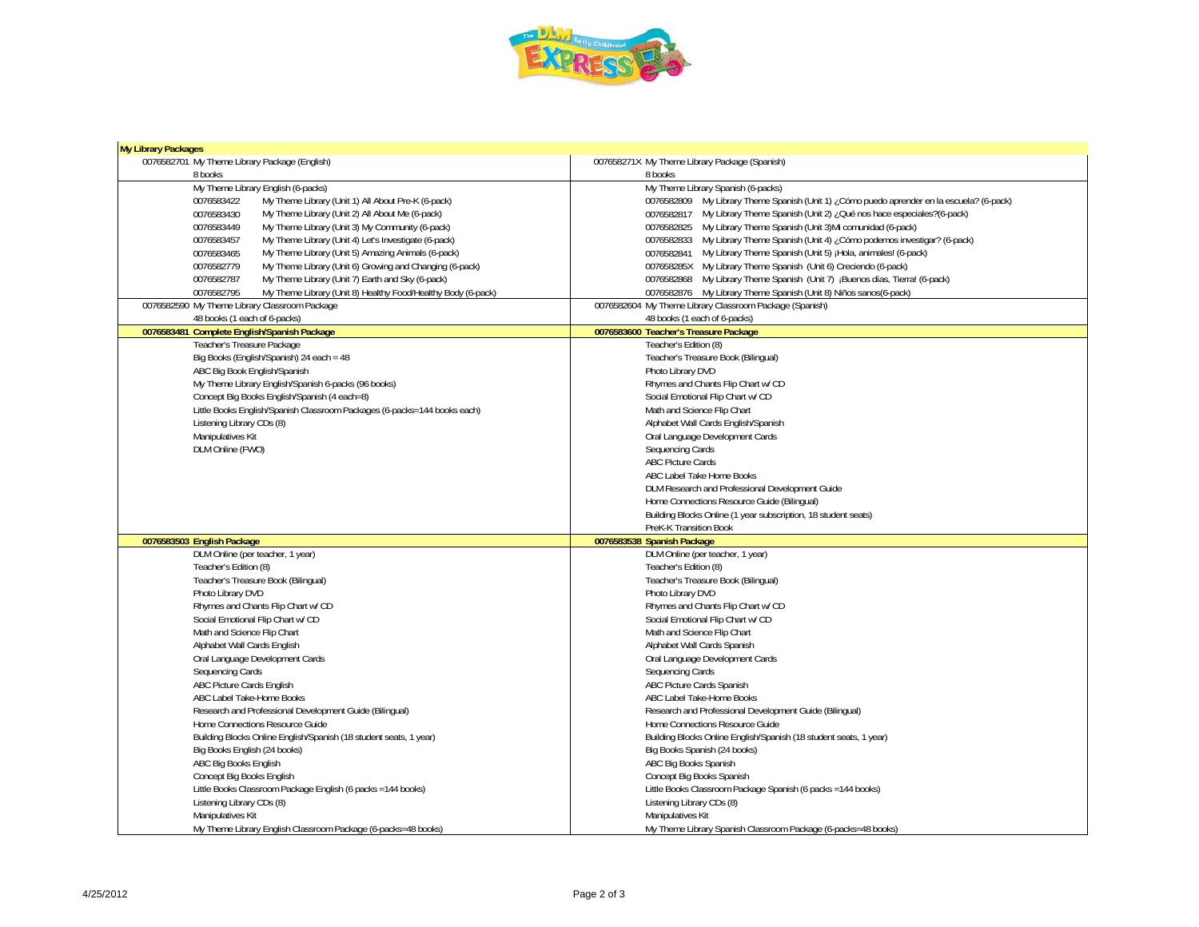## My Library Packages

| English | Spanish |
| --- | --- |
| 0076582701 My Theme Library Package (English) | 007658271X My Theme Library Package (Spanish) |
| 8 books | 8 books |
| My Theme Library English (6-packs) | My Theme Library Spanish (6-packs) |
| 0076583422 My Theme Library (Unit 1) All About Pre-K (6-pack) | 0076582809 My Library Theme Spanish (Unit 1) ¿Cómo puedo aprender en la escuela? (6-pack) |
| 0076583430 My Theme Library (Unit 2) All About Me (6-pack) | 0076582817 My Library Theme Spanish (Unit 2) ¿Qué nos hace especiales?(6-pack) |
| 0076583449 My Theme Library (Unit 3) My Community (6-pack) | 0076582825 My Library Theme Spanish (Unit 3)Mi comunidad (6-pack) |
| 0076583457 My Theme Library (Unit 4) Let's Investigate (6-pack) | 0076582833 My Library Theme Spanish (Unit 4) ¿Cómo podemos investigar? (6-pack) |
| 0076583465 My Theme Library (Unit 5) Amazing Animals (6-pack) | 0076582841 My Library Theme Spanish (Unit 5) ¡Hola, animales! (6-pack) |
| 0076582779 My Theme Library (Unit 6) Growing and Changing (6-pack) | 007658285X My Library Theme Spanish (Unit 6) Creciendo (6-pack) |
| 0076582787 My Theme Library (Unit 7) Earth and Sky (6-pack) | 0076582868 My Library Theme Spanish (Unit 7) ¡Buenos días, Tierra! (6-pack) |
| 0076582795 My Theme Library (Unit 8) Healthy Food/Healthy Body (6-pack) | 0076582876 My Library Theme Spanish (Unit 8) Niños sanos(6-pack) |
| 0076582590 My Theme Library Classroom Package | 0076582604 My Theme Library Classroom Package (Spanish) |
| 48 books (1 each of 6-packs) | 48 books (1 each of 6-packs) |
| **0076583481 Complete English/Spanish Package** | **0076583600 Teacher's Treasure Package** |
| Teacher's Treasure Package | Teacher's Edition (8) |
| Big Books (English/Spanish) 24 each = 48 | Teacher's Treasure Book (Bilingual) |
| ABC Big Book English/Spanish | Photo Library DVD |
| My Theme Library English/Spanish 6-packs (96 books) | Rhymes and Chants Flip Chart w/ CD |
| Concept Big Books English/Spanish (4 each=8) | Social Emotional Flip Chart w/ CD |
| Little Books English/Spanish Classroom Packages (6-packs=144 books each) | Math and Science Flip Chart |
| Listening Library CDs (8) | Alphabet Wall Cards English/Spanish |
| Manipulatives Kit | Oral Language Development Cards |
| DLM Online (FWO) | Sequencing Cards |
| | ABC Picture Cards |
| | ABC Label Take Home Books |
| | DLM Research and Professional Development Guide |
| | Home Connections Resource Guide (Bilingual) |
| | Building Blocks Online (1 year subscription, 18 student seats) |
| | PreK-K Transition Book |
| **0076583503 English Package** | **0076583538 Spanish Package** |
| DLM Online (per teacher, 1 year) | DLM Online (per teacher, 1 year) |
| Teacher's Edition (8) | Teacher's Edition (8) |
| Teacher's Treasure Book (Bilingual) | Teacher's Treasure Book (Bilingual) |
| Photo Library DVD | Photo Library DVD |
| Rhymes and Chants Flip Chart w/ CD | Rhymes and Chants Flip Chart w/ CD |
| Social Emotional Flip Chart w/ CD | Social Emotional Flip Chart w/ CD |
| Math and Science Flip Chart | Math and Science Flip Chart |
| Alphabet Wall Cards English | Alphabet Wall Cards Spanish |
| Oral Language Development Cards | Oral Language Development Cards |
| Sequencing Cards | Sequencing Cards |
| ABC Picture Cards English | ABC Picture Cards Spanish |
| ABC Label Take-Home Books | ABC Label Take-Home Books |
| Research and Professional Development Guide (Bilingual) | Research and Professional Development Guide (Bilingual) |
| Home Connections Resource Guide | Home Connections Resource Guide |
| Building Blocks Online English/Spanish (18 student seats, 1 year) | Building Blocks Online English/Spanish (18 student seats, 1 year) |
| Big Books English (24 books) | Big Books Spanish (24 books) |
| ABC Big Books English | ABC Big Books Spanish |
| Concept Big Books English | Concept Big Books Spanish |
| Little Books Classroom Package English (6 packs =144 books) | Little Books Classroom Package Spanish (6 packs =144 books) |
| Listening Library CDs (8) | Listening Library CDs (8) |
| Manipulatives Kit | Manipulatives Kit |
| My Theme Library English Classroom Package (6-packs=48 books) | My Theme Library Spanish Classroom Package (6-packs=48 books) |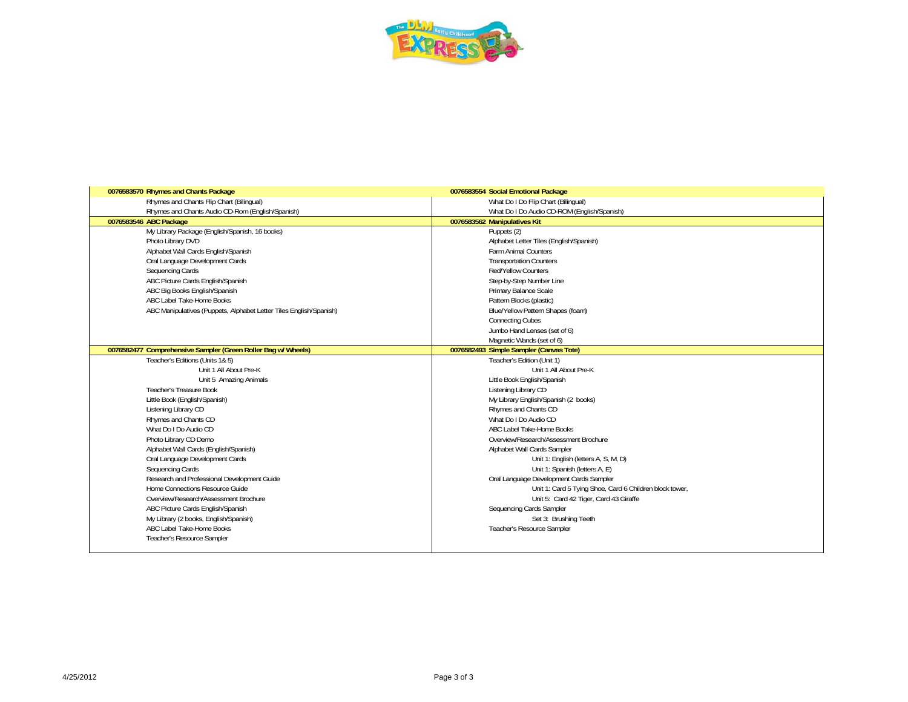| 0076583570 Rhymes and Chants Package | 0076583554 Social Emotional Package |
|---|---|
| Rhymes and Chants Flip Chart (Bilingual) | What Do I Do Flip Chart (Bilingual) |
| Rhymes and Chants Audio CD-Rom (English/Spanish) | What Do I Do Audio CD-ROM (English/Spanish) |
| **0076583546 ABC Package** | **0076583562 Manipulatives Kit** |
| My Library Package (English/Spanish, 16 books) | Puppets (2) |
| Photo Library DVD | Alphabet Letter Tiles (English/Spanish) |
| Alphabet Wall Cards English/Spanish | Farm Animal Counters |
| Oral Language Development Cards | Transportation Counters |
| Sequencing Cards | Red/Yellow Counters |
| ABC Picture Cards English/Spanish | Step-by-Step Number Line |
| ABC Big Books English/Spanish | Primary Balance Scale |
| ABC Label Take-Home Books | Pattern Blocks (plastic) |
| ABC Manipulatives (Puppets, Alphabet Letter Tiles English/Spanish) | Blue/Yellow Pattern Shapes (foam) |
| | Connecting Cubes |
| | Jumbo Hand Lenses (set of 6) |
| | Magnetic Wands (set of 6) |
| **0076582477 Comprehensive Sampler (Green Roller Bag w/ Wheels)** | **0076582493 Simple Sampler (Canvas Tote)** |
| Teacher's Editions (Units 1& 5) | Teacher's Edition (Unit 1) |
| Unit 1 All About Pre-K | Unit 1 All About Pre-K |
| Unit 5 Amazing Animals | Little Book English/Spanish |
| Teacher's Treasure Book | Listening Library CD |
| Little Book (English/Spanish) | My Library English/Spanish (2 books) |
| Listening Library CD | Rhymes and Chants CD |
| Rhymes and Chants CD | What Do I Do Audio CD |
| What Do I Do Audio CD | ABC Label Take-Home Books |
| Photo Library CD Demo | Overview/Research/Assessment Brochure |
| Alphabet Wall Cards (English/Spanish) | Alphabet Wall Cards Sampler |
| Oral Language Development Cards | Unit 1: English (letters A, S, M, D) |
| Sequencing Cards | Unit 1: Spanish (letters A, E) |
| Research and Professional Development Guide | Oral Language Development Cards Sampler |
| Home Connections Resource Guide | Unit 1: Card 5 Tying Shoe, Card 6 Children block tower, |
| Overview/Research/Assessment Brochure | Unit 5: Card 42 Tiger, Card 43 Giraffe |
| ABC Picture Cards English/Spanish | Sequencing Cards Sampler |
| My Library (2 books, English/Spanish) | Set 3: Brushing Teeth |
| ABC Label Take-Home Books | Teacher's Resource Sampler |
| Teacher's Resource Sampler | |